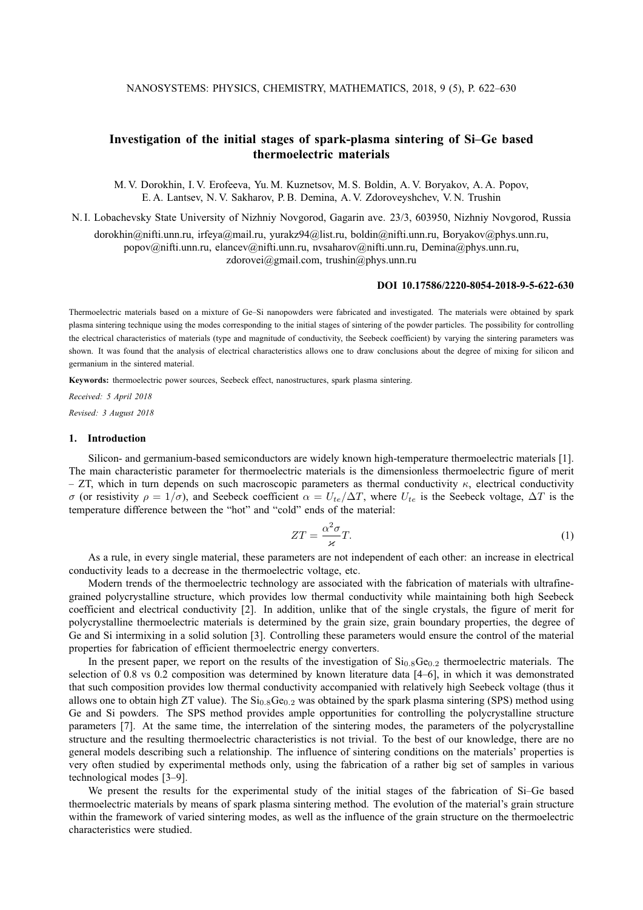# Investigation of the initial stages of spark-plasma sintering of Si–Ge based thermoelectric materials

M. V. Dorokhin, I. V. Erofeeva, Yu. M. Kuznetsov, M. S. Boldin, A. V. Boryakov, A. A. Popov, E. A. Lantsev, N. V. Sakharov, P. B. Demina, A. V. Zdoroveyshchev, V. N. Trushin

N. I. Lobachevsky State University of Nizhniy Novgorod, Gagarin ave. 23/3, 603950, Nizhniy Novgorod, Russia

dorokhin@nifti.unn.ru, irfeya@mail.ru, yurakz94@list.ru, boldin@nifti.unn.ru, Boryakov@phys.unn.ru, popov@nifti.unn.ru, elancev@nifti.unn.ru, nvsaharov@nifti.unn.ru, Demina@phys.unn.ru, zdorovei@gmail.com, trushin@phys.unn.ru

**DOI 10.17586/2220-8054-2018-9-5-622-630**

Thermoelectric materials based on a mixture of Ge–Si nanopowders were fabricated and investigated. The materials were obtained by spark plasma sintering technique using the modes corresponding to the initial stages of sintering of the powder particles. The possibility for controlling the electrical characteristics of materials (type and magnitude of conductivity, the Seebeck coefficient) by varying the sintering parameters was shown. It was found that the analysis of electrical characteristics allows one to draw conclusions about the degree of mixing for silicon and germanium in the sintered material.

**Keywords:** thermoelectric power sources, Seebeck effect, nanostructures, spark plasma sintering.

*Received: 5 April 2018*

*Revised: 3 August 2018*

## 1. Introduction

Silicon- and germanium-based semiconductors are widely known high-temperature thermoelectric materials [1]. The main characteristic parameter for thermoelectric materials is the dimensionless thermoelectric figure of merit – ZT, which in turn depends on such macroscopic parameters as thermal conductivity $\kappa$, electrical conductivity $\sigma$ (or resistivity $\rho = 1/\sigma$), and Seebeck coefficient $\alpha = U_{te}/\Delta T$, where $U_{te}$ is the Seebeck voltage, $\Delta T$ is the temperature difference between the "hot" and "cold" ends of the material:

$$ZT = \frac{\alpha^2 \sigma}{\varkappa} T. \tag{1}$$

As a rule, in every single material, these parameters are not independent of each other: an increase in electrical conductivity leads to a decrease in the thermoelectric voltage, etc.

Modern trends of the thermoelectric technology are associated with the fabrication of materials with ultrafine-grained polycrystalline structure, which provides low thermal conductivity while maintaining both high Seebeck coefficient and electrical conductivity [2]. In addition, unlike that of the single crystals, the figure of merit for polycrystalline thermoelectric materials is determined by the grain size, grain boundary properties, the degree of Ge and Si intermixing in a solid solution [3]. Controlling these parameters would ensure the control of the material properties for fabrication of efficient thermoelectric energy converters.

In the present paper, we report on the results of the investigation of $Si_{0.8}Ge_{0.2}$ thermoelectric materials. The selection of 0.8 vs 0.2 composition was determined by known literature data [4–6], in which it was demonstrated that such composition provides low thermal conductivity accompanied with relatively high Seebeck voltage (thus it allows one to obtain high ZT value). The $Si_{0.8}Ge_{0.2}$ was obtained by the spark plasma sintering (SPS) method using Ge and Si powders. The SPS method provides ample opportunities for controlling the polycrystalline structure parameters [7]. At the same time, the interrelation of the sintering modes, the parameters of the polycrystalline structure and the resulting thermoelectric characteristics is not trivial. To the best of our knowledge, there are no general models describing such a relationship. The influence of sintering conditions on the materials' properties is very often studied by experimental methods only, using the fabrication of a rather big set of samples in various technological modes [3–9].

We present the results for the experimental study of the initial stages of the fabrication of Si–Ge based thermoelectric materials by means of spark plasma sintering method. The evolution of the material's grain structure within the framework of varied sintering modes, as well as the influence of the grain structure on the thermoelectric characteristics were studied.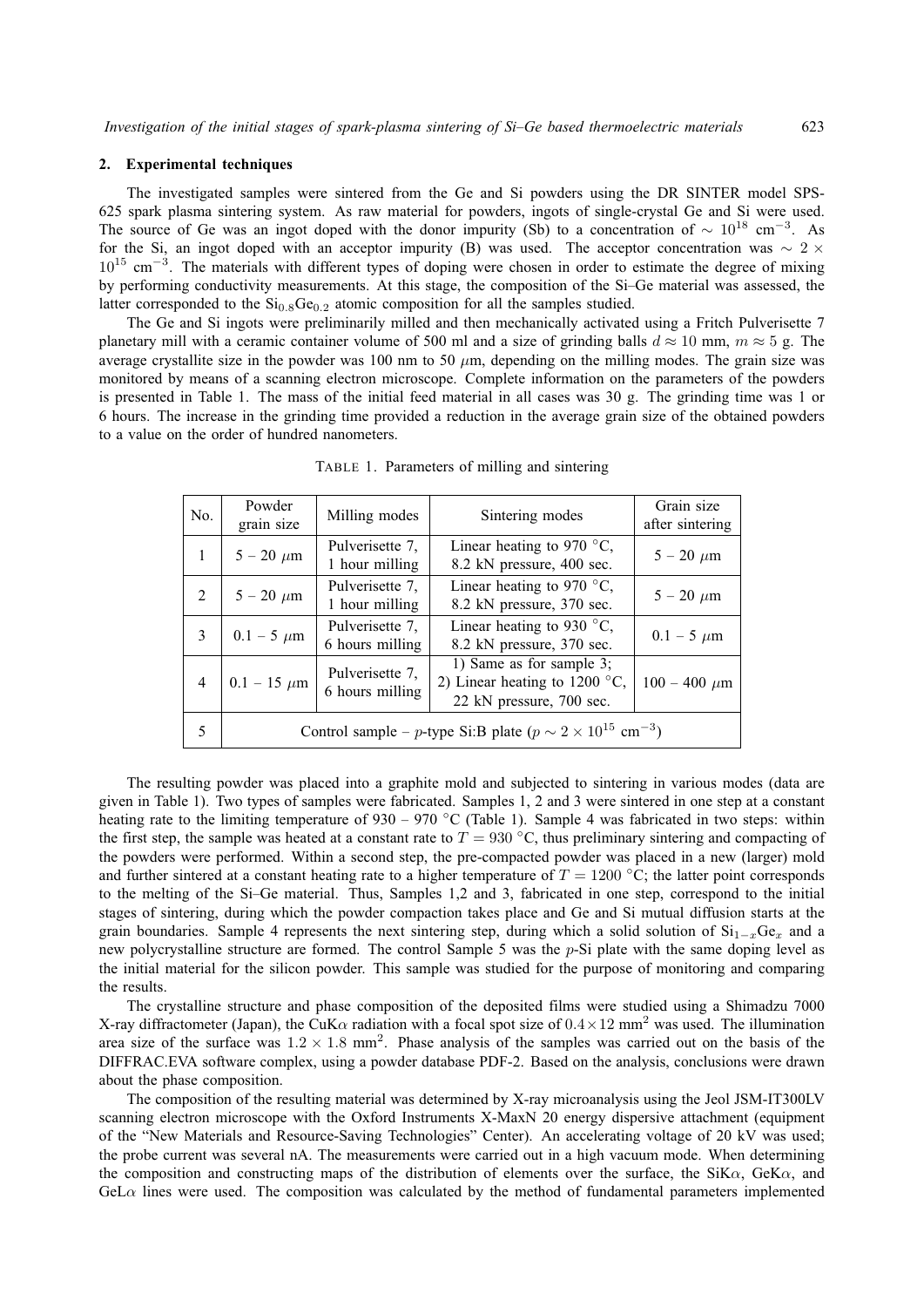## 2. Experimental techniques

The investigated samples were sintered from the Ge and Si powders using the DR SINTER model SPS-625 spark plasma sintering system. As raw material for powders, ingots of single-crystal Ge and Si were used. The source of Ge was an ingot doped with the donor impurity (Sb) to a concentration of $\sim 10^{18}$ cm$^{-3}$. As for the Si, an ingot doped with an acceptor impurity (B) was used. The acceptor concentration was $\sim 2 \times 10^{15}$ cm$^{-3}$. The materials with different types of doping were chosen in order to estimate the degree of mixing by performing conductivity measurements. At this stage, the composition of the Si–Ge material was assessed, the latter corresponded to the $Si_{0.8}Ge_{0.2}$ atomic composition for all the samples studied.

The Ge and Si ingots were preliminarily milled and then mechanically activated using a Fritch Pulverisette 7 planetary mill with a ceramic container volume of 500 ml and a size of grinding balls $d \approx 10$ mm, $m \approx 5$ g. The average crystallite size in the powder was 100 nm to 50 $\mu$m, depending on the milling modes. The grain size was monitored by means of a scanning electron microscope. Complete information on the parameters of the powders is presented in Table 1. The mass of the initial feed material in all cases was 30 g. The grinding time was 1 or 6 hours. The increase in the grinding time provided a reduction in the average grain size of the obtained powders to a value on the order of hundred nanometers.

TABLE 1. Parameters of milling and sintering

| No. | Powder grain size | Milling modes | Sintering modes | Grain size after sintering |
|---|---|---|---|---|
| 1 | 5 – 20 $\mu$m | Pulverisette 7, 1 hour milling | Linear heating to 970 °C, 8.2 kN pressure, 400 sec. | 5 – 20 $\mu$m |
| 2 | 5 – 20 $\mu$m | Pulverisette 7, 1 hour milling | Linear heating to 970 °C, 8.2 kN pressure, 370 sec. | 5 – 20 $\mu$m |
| 3 | 0.1 – 5 $\mu$m | Pulverisette 7, 6 hours milling | Linear heating to 930 °C, 8.2 kN pressure, 370 sec. | 0.1 – 5 $\mu$m |
| 4 | 0.1 – 15 $\mu$m | Pulverisette 7, 6 hours milling | 1) Same as for sample 3; 2) Linear heating to 1200 °C, 22 kN pressure, 700 sec. | 100 – 400 $\mu$m |
| 5 | Control sample – $p$-type Si:B plate ($p \sim 2 \times 10^{15}$ cm$^{-3}$) | | | |

The resulting powder was placed into a graphite mold and subjected to sintering in various modes (data are given in Table 1). Two types of samples were fabricated. Samples 1, 2 and 3 were sintered in one step at a constant heating rate to the limiting temperature of 930 – 970 °C (Table 1). Sample 4 was fabricated in two steps: within the first step, the sample was heated at a constant rate to $T = 930$ °C, thus preliminary sintering and compacting of the powders were performed. Within a second step, the pre-compacted powder was placed in a new (larger) mold and further sintered at a constant heating rate to a higher temperature of $T = 1200$ °C; the latter point corresponds to the melting of the Si–Ge material. Thus, Samples 1,2 and 3, fabricated in one step, correspond to the initial stages of sintering, during which the powder compaction takes place and Ge and Si mutual diffusion starts at the grain boundaries. Sample 4 represents the next sintering step, during which a solid solution of $Si_{1-x}Ge_x$ and a new polycrystalline structure are formed. The control Sample 5 was the $p$-Si plate with the same doping level as the initial material for the silicon powder. This sample was studied for the purpose of monitoring and comparing the results.

The crystalline structure and phase composition of the deposited films were studied using a Shimadzu 7000 X-ray diffractometer (Japan), the CuK$\alpha$ radiation with a focal spot size of $0.4 \times 12$ mm$^2$ was used. The illumination area size of the surface was $1.2 \times 1.8$ mm$^2$. Phase analysis of the samples was carried out on the basis of the DIFFRAC.EVA software complex, using a powder database PDF-2. Based on the analysis, conclusions were drawn about the phase composition.

The composition of the resulting material was determined by X-ray microanalysis using the Jeol JSM-IT300LV scanning electron microscope with the Oxford Instruments X-MaxN 20 energy dispersive attachment (equipment of the "New Materials and Resource-Saving Technologies" Center). An accelerating voltage of 20 kV was used; the probe current was several nA. The measurements were carried out in a high vacuum mode. When determining the composition and constructing maps of the distribution of elements over the surface, the SiK$\alpha$, GeK$\alpha$, and GeL$\alpha$ lines were used. The composition was calculated by the method of fundamental parameters implemented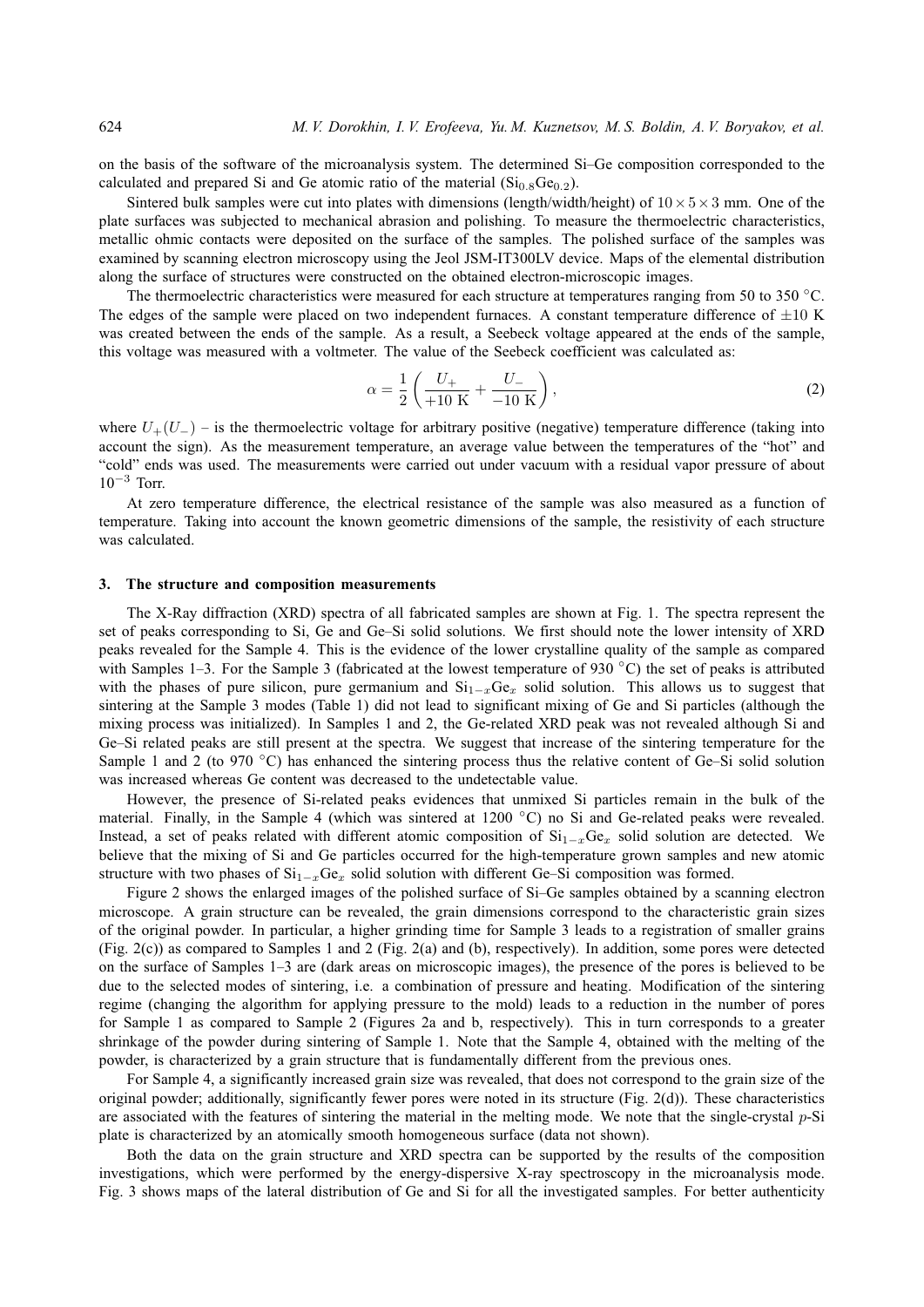on the basis of the software of the microanalysis system. The determined Si–Ge composition corresponded to the calculated and prepared Si and Ge atomic ratio of the material ($Si_{0.8}Ge_{0.2}$).

Sintered bulk samples were cut into plates with dimensions (length/width/height) of $10 \times 5 \times 3$ mm. One of the plate surfaces was subjected to mechanical abrasion and polishing. To measure the thermoelectric characteristics, metallic ohmic contacts were deposited on the surface of the samples. The polished surface of the samples was examined by scanning electron microscopy using the Jeol JSM-IT300LV device. Maps of the elemental distribution along the surface of structures were constructed on the obtained electron-microscopic images.

The thermoelectric characteristics were measured for each structure at temperatures ranging from 50 to 350 °C. The edges of the sample were placed on two independent furnaces. A constant temperature difference of $\pm 10$ K was created between the ends of the sample. As a result, a Seebeck voltage appeared at the ends of the sample, this voltage was measured with a voltmeter. The value of the Seebeck coefficient was calculated as:

$$\alpha = \frac{1}{2}\left(\frac{U_+}{+10\ \mathrm{K}} + \frac{U_-}{-10\ \mathrm{K}}\right), \tag{2}$$

where $U_+(U_-)$ – is the thermoelectric voltage for arbitrary positive (negative) temperature difference (taking into account the sign). As the measurement temperature, an average value between the temperatures of the "hot" and "cold" ends was used. The measurements were carried out under vacuum with a residual vapor pressure of about $10^{-3}$ Torr.

At zero temperature difference, the electrical resistance of the sample was also measured as a function of temperature. Taking into account the known geometric dimensions of the sample, the resistivity of each structure was calculated.

## 3. The structure and composition measurements

The X-Ray diffraction (XRD) spectra of all fabricated samples are shown at Fig. 1. The spectra represent the set of peaks corresponding to Si, Ge and Ge–Si solid solutions. We first should note the lower intensity of XRD peaks revealed for the Sample 4. This is the evidence of the lower crystalline quality of the sample as compared with Samples 1–3. For the Sample 3 (fabricated at the lowest temperature of 930 °C) the set of peaks is attributed with the phases of pure silicon, pure germanium and $Si_{1-x}Ge_x$ solid solution. This allows us to suggest that sintering at the Sample 3 modes (Table 1) did not lead to significant mixing of Ge and Si particles (although the mixing process was initialized). In Samples 1 and 2, the Ge-related XRD peak was not revealed although Si and Ge–Si related peaks are still present at the spectra. We suggest that increase of the sintering temperature for the Sample 1 and 2 (to 970 °C) has enhanced the sintering process thus the relative content of Ge–Si solid solution was increased whereas Ge content was decreased to the undetectable value.

However, the presence of Si-related peaks evidences that unmixed Si particles remain in the bulk of the material. Finally, in the Sample 4 (which was sintered at 1200 °C) no Si and Ge-related peaks were revealed. Instead, a set of peaks related with different atomic composition of $Si_{1-x}Ge_x$ solid solution are detected. We believe that the mixing of Si and Ge particles occurred for the high-temperature grown samples and new atomic structure with two phases of $Si_{1-x}Ge_x$ solid solution with different Ge–Si composition was formed.

Figure 2 shows the enlarged images of the polished surface of Si–Ge samples obtained by a scanning electron microscope. A grain structure can be revealed, the grain dimensions correspond to the characteristic grain sizes of the original powder. In particular, a higher grinding time for Sample 3 leads to a registration of smaller grains (Fig. 2(c)) as compared to Samples 1 and 2 (Fig. 2(a) and (b), respectively). In addition, some pores were detected on the surface of Samples 1–3 are (dark areas on microscopic images), the presence of the pores is believed to be due to the selected modes of sintering, i.e. a combination of pressure and heating. Modification of the sintering regime (changing the algorithm for applying pressure to the mold) leads to a reduction in the number of pores for Sample 1 as compared to Sample 2 (Figures 2a and b, respectively). This in turn corresponds to a greater shrinkage of the powder during sintering of Sample 1. Note that the Sample 4, obtained with the melting of the powder, is characterized by a grain structure that is fundamentally different from the previous ones.

For Sample 4, a significantly increased grain size was revealed, that does not correspond to the grain size of the original powder; additionally, significantly fewer pores were noted in its structure (Fig. 2(d)). These characteristics are associated with the features of sintering the material in the melting mode. We note that the single-crystal $p$-Si plate is characterized by an atomically smooth homogeneous surface (data not shown).

Both the data on the grain structure and XRD spectra can be supported by the results of the composition investigations, which were performed by the energy-dispersive X-ray spectroscopy in the microanalysis mode. Fig. 3 shows maps of the lateral distribution of Ge and Si for all the investigated samples. For better authenticity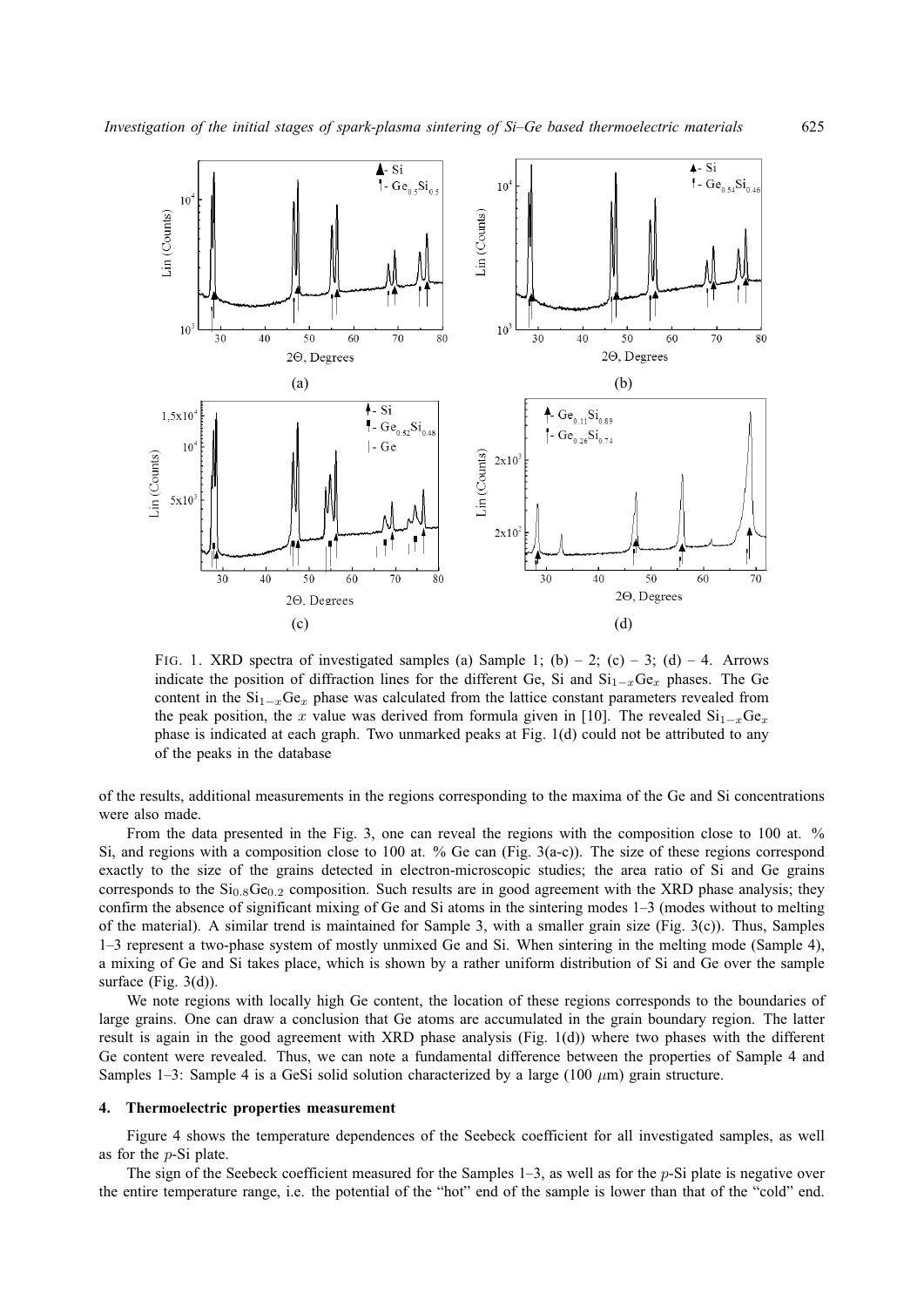FIG. 1. XRD spectra of investigated samples (a) Sample 1; (b) – 2; (c) – 3; (d) – 4. Arrows indicate the position of diffraction lines for the different Ge, Si and $Si_{1-x}Ge_x$ phases. The Ge content in the $Si_{1-x}Ge_x$ phase was calculated from the lattice constant parameters revealed from the peak position, the $x$ value was derived from formula given in [10]. The revealed $Si_{1-x}Ge_x$ phase is indicated at each graph. Two unmarked peaks at Fig. 1(d) could not be attributed to any of the peaks in the database

of the results, additional measurements in the regions corresponding to the maxima of the Ge and Si concentrations were also made.

From the data presented in the Fig. 3, one can reveal the regions with the composition close to 100 at. % Si, and regions with a composition close to 100 at. % Ge can (Fig. 3(a-c)). The size of these regions correspond exactly to the size of the grains detected in electron-microscopic studies; the area ratio of Si and Ge grains corresponds to the $Si_{0.8}Ge_{0.2}$ composition. Such results are in good agreement with the XRD phase analysis; they confirm the absence of significant mixing of Ge and Si atoms in the sintering modes 1–3 (modes without to melting of the material). A similar trend is maintained for Sample 3, with a smaller grain size (Fig. 3(c)). Thus, Samples 1–3 represent a two-phase system of mostly unmixed Ge and Si. When sintering in the melting mode (Sample 4), a mixing of Ge and Si takes place, which is shown by a rather uniform distribution of Si and Ge over the sample surface (Fig. 3(d)).

We note regions with locally high Ge content, the location of these regions corresponds to the boundaries of large grains. One can draw a conclusion that Ge atoms are accumulated in the grain boundary region. The latter result is again in the good agreement with XRD phase analysis (Fig. 1(d)) where two phases with the different Ge content were revealed. Thus, we can note a fundamental difference between the properties of Sample 4 and Samples 1–3: Sample 4 is a GeSi solid solution characterized by a large (100 $\mu$m) grain structure.

## 4. Thermoelectric properties measurement

Figure 4 shows the temperature dependences of the Seebeck coefficient for all investigated samples, as well as for the $p$-Si plate.

The sign of the Seebeck coefficient measured for the Samples 1–3, as well as for the $p$-Si plate is negative over the entire temperature range, i.e. the potential of the "hot" end of the sample is lower than that of the "cold" end.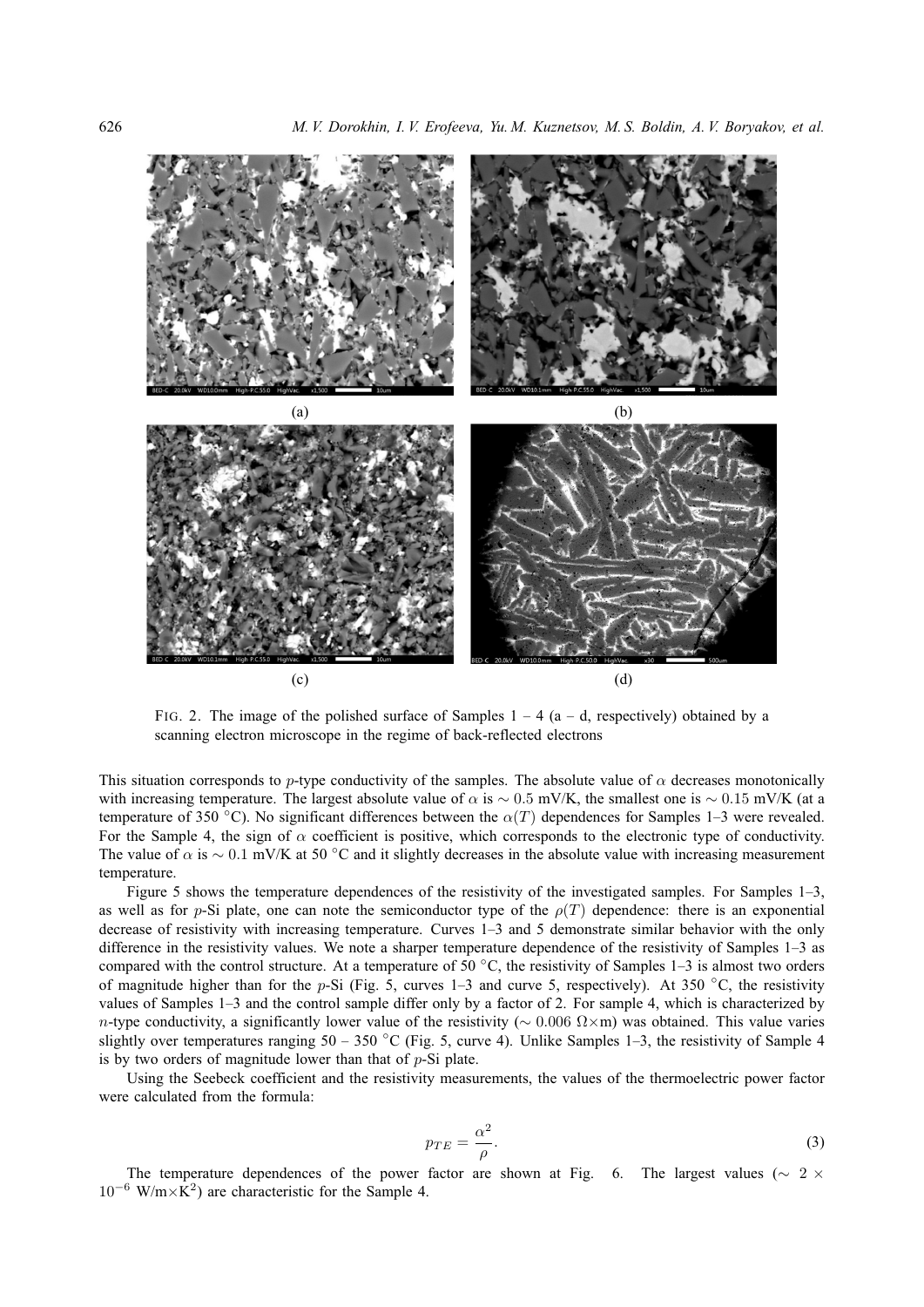(a)

(b)

(c)

(d)

FIG. 2. The image of the polished surface of Samples 1 – 4 (a – d, respectively) obtained by a scanning electron microscope in the regime of back-reflected electrons

This situation corresponds to $p$-type conductivity of the samples. The absolute value of $\alpha$ decreases monotonically with increasing temperature. The largest absolute value of $\alpha$ is $\sim 0.5$ mV/K, the smallest one is $\sim 0.15$ mV/K (at a temperature of 350 °C). No significant differences between the $\alpha(T)$ dependences for Samples 1–3 were revealed. For the Sample 4, the sign of $\alpha$ coefficient is positive, which corresponds to the electronic type of conductivity. The value of $\alpha$ is $\sim 0.1$ mV/K at 50 °C and it slightly decreases in the absolute value with increasing measurement temperature.

Figure 5 shows the temperature dependences of the resistivity of the investigated samples. For Samples 1–3, as well as for $p$-Si plate, one can note the semiconductor type of the $\rho(T)$ dependence: there is an exponential decrease of resistivity with increasing temperature. Curves 1–3 and 5 demonstrate similar behavior with the only difference in the resistivity values. We note a sharper temperature dependence of the resistivity of Samples 1–3 as compared with the control structure. At a temperature of 50 °C, the resistivity of Samples 1–3 is almost two orders of magnitude higher than for the $p$-Si (Fig. 5, curves 1–3 and curve 5, respectively). At 350 °C, the resistivity values of Samples 1–3 and the control sample differ only by a factor of 2. For sample 4, which is characterized by $n$-type conductivity, a significantly lower value of the resistivity ($\sim 0.006$ $\Omega\times$m) was obtained. This value varies slightly over temperatures ranging 50 – 350 °C (Fig. 5, curve 4). Unlike Samples 1–3, the resistivity of Sample 4 is by two orders of magnitude lower than that of $p$-Si plate.

Using the Seebeck coefficient and the resistivity measurements, the values of the thermoelectric power factor were calculated from the formula:

$$p_{TE} = \frac{\alpha^2}{\rho}. \tag{3}$$

The temperature dependences of the power factor are shown at Fig. 6. The largest values ($\sim 2 \times 10^{-6}$ W/m$\times$K$^2$) are characteristic for the Sample 4.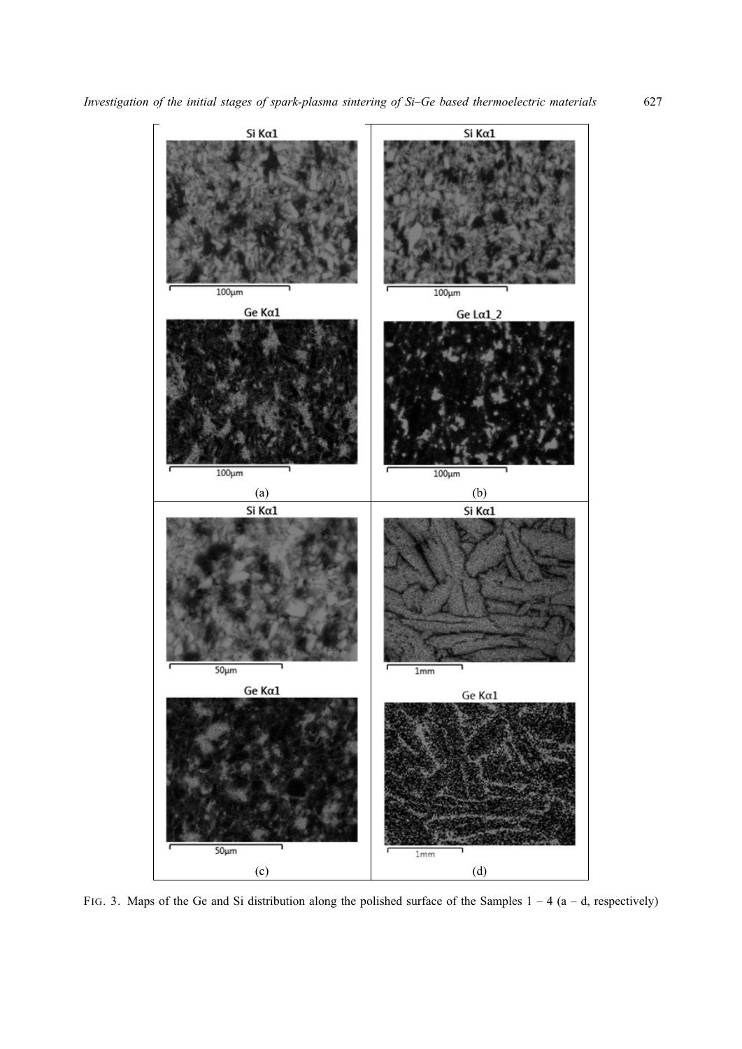FIG. 3. Maps of the Ge and Si distribution along the polished surface of the Samples 1 – 4 (a – d, respectively)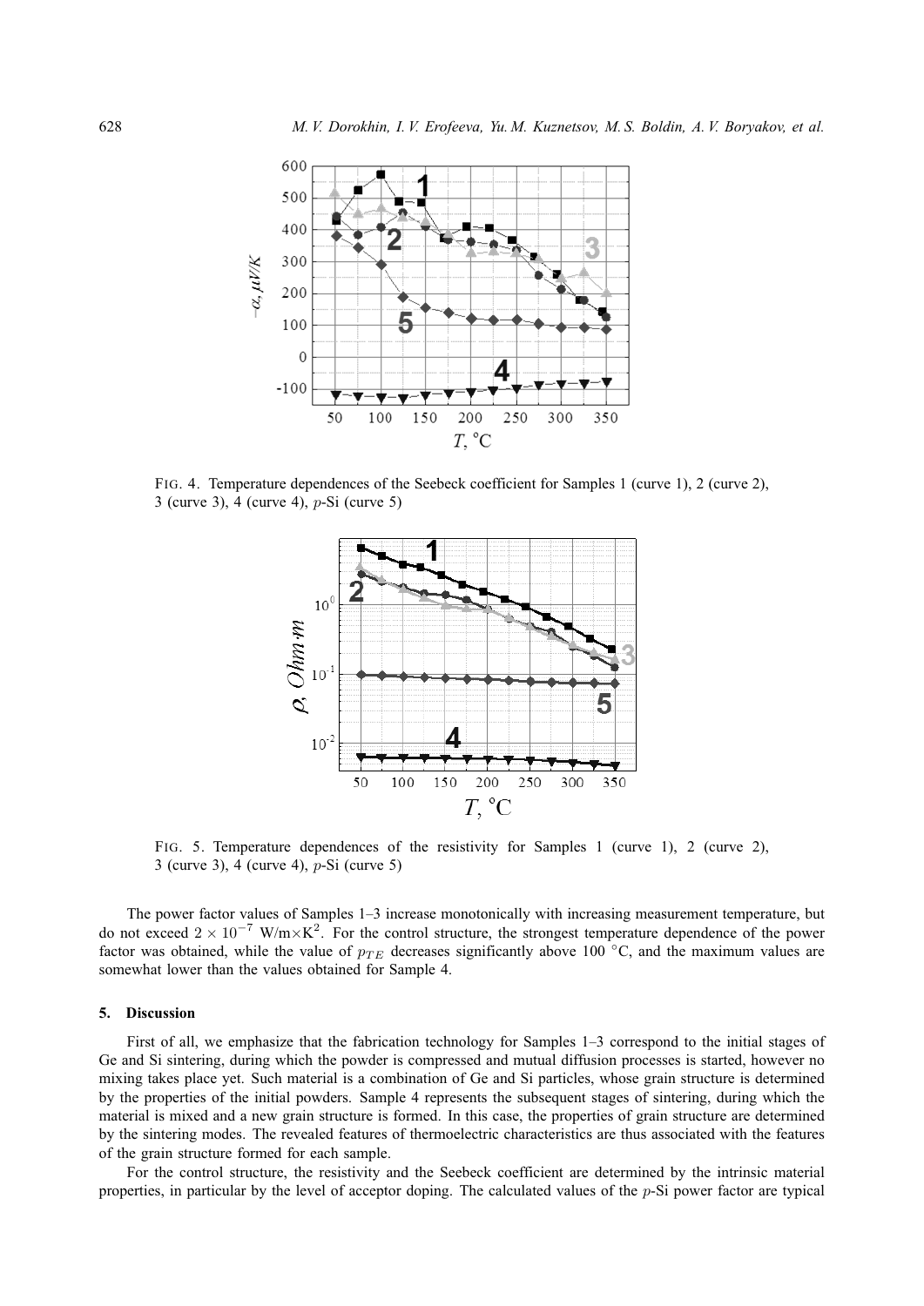FIG. 4. Temperature dependences of the Seebeck coefficient for Samples 1 (curve 1), 2 (curve 2), 3 (curve 3), 4 (curve 4), $p$-Si (curve 5)

FIG. 5. Temperature dependences of the resistivity for Samples 1 (curve 1), 2 (curve 2), 3 (curve 3), 4 (curve 4), $p$-Si (curve 5)

The power factor values of Samples 1–3 increase monotonically with increasing measurement temperature, but do not exceed $2 \times 10^{-7}$ W/m$\times$K$^2$. For the control structure, the strongest temperature dependence of the power factor was obtained, while the value of $p_{TE}$ decreases significantly above 100 °C, and the maximum values are somewhat lower than the values obtained for Sample 4.

## 5. Discussion

First of all, we emphasize that the fabrication technology for Samples 1–3 correspond to the initial stages of Ge and Si sintering, during which the powder is compressed and mutual diffusion processes is started, however no mixing takes place yet. Such material is a combination of Ge and Si particles, whose grain structure is determined by the properties of the initial powders. Sample 4 represents the subsequent stages of sintering, during which the material is mixed and a new grain structure is formed. In this case, the properties of grain structure are determined by the sintering modes. The revealed features of thermoelectric characteristics are thus associated with the features of the grain structure formed for each sample.

For the control structure, the resistivity and the Seebeck coefficient are determined by the intrinsic material properties, in particular by the level of acceptor doping. The calculated values of the $p$-Si power factor are typical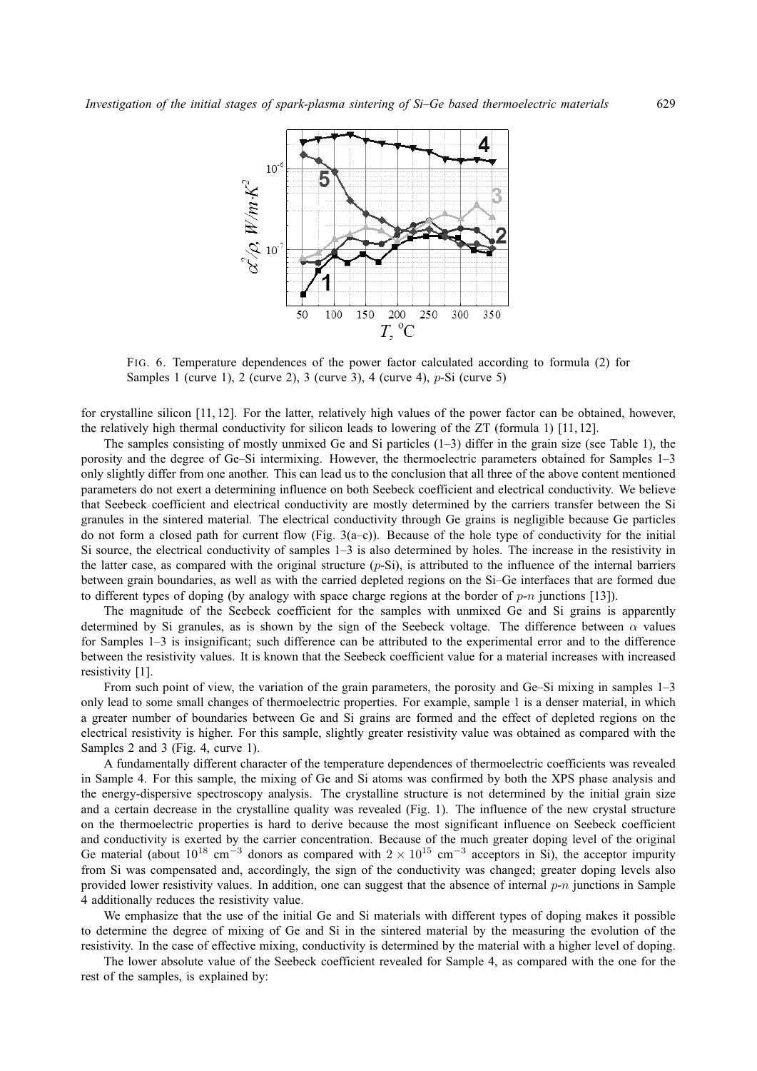FIG. 6. Temperature dependences of the power factor calculated according to formula (2) for Samples 1 (curve 1), 2 (curve 2), 3 (curve 3), 4 (curve 4), $p$-Si (curve 5)

for crystalline silicon [11, 12]. For the latter, relatively high values of the power factor can be obtained, however, the relatively high thermal conductivity for silicon leads to lowering of the ZT (formula 1) [11, 12].

The samples consisting of mostly unmixed Ge and Si particles (1–3) differ in the grain size (see Table 1), the porosity and the degree of Ge–Si intermixing. However, the thermoelectric parameters obtained for Samples 1–3 only slightly differ from one another. This can lead us to the conclusion that all three of the above content mentioned parameters do not exert a determining influence on both Seebeck coefficient and electrical conductivity. We believe that Seebeck coefficient and electrical conductivity are mostly determined by the carriers transfer between the Si granules in the sintered material. The electrical conductivity through Ge grains is negligible because Ge particles do not form a closed path for current flow (Fig. 3(a–c)). Because of the hole type of conductivity for the initial Si source, the electrical conductivity of samples 1–3 is also determined by holes. The increase in the resistivity in the latter case, as compared with the original structure ($p$-Si), is attributed to the influence of the internal barriers between grain boundaries, as well as with the carried depleted regions on the Si–Ge interfaces that are formed due to different types of doping (by analogy with space charge regions at the border of $p$-$n$ junctions [13]).

The magnitude of the Seebeck coefficient for the samples with unmixed Ge and Si grains is apparently determined by Si granules, as is shown by the sign of the Seebeck voltage. The difference between $\alpha$ values for Samples 1–3 is insignificant; such difference can be attributed to the experimental error and to the difference between the resistivity values. It is known that the Seebeck coefficient value for a material increases with increased resistivity [1].

From such point of view, the variation of the grain parameters, the porosity and Ge–Si mixing in samples 1–3 only lead to some small changes of thermoelectric properties. For example, sample 1 is a denser material, in which a greater number of boundaries between Ge and Si grains are formed and the effect of depleted regions on the electrical resistivity is higher. For this sample, slightly greater resistivity value was obtained as compared with the Samples 2 and 3 (Fig. 4, curve 1).

A fundamentally different character of the temperature dependences of thermoelectric coefficients was revealed in Sample 4. For this sample, the mixing of Ge and Si atoms was confirmed by both the XPS phase analysis and the energy-dispersive spectroscopy analysis. The crystalline structure is not determined by the initial grain size and a certain decrease in the crystalline quality was revealed (Fig. 1). The influence of the new crystal structure on the thermoelectric properties is hard to derive because the most significant influence on Seebeck coefficient and conductivity is exerted by the carrier concentration. Because of the much greater doping level of the original Ge material (about $10^{18}$ cm$^{-3}$ donors as compared with $2 \times 10^{15}$ cm$^{-3}$ acceptors in Si), the acceptor impurity from Si was compensated and, accordingly, the sign of the conductivity was changed; greater doping levels also provided lower resistivity values. In addition, one can suggest that the absence of internal $p$-$n$ junctions in Sample 4 additionally reduces the resistivity value.

We emphasize that the use of the initial Ge and Si materials with different types of doping makes it possible to determine the degree of mixing of Ge and Si in the sintered material by the measuring the evolution of the resistivity. In the case of effective mixing, conductivity is determined by the material with a higher level of doping.

The lower absolute value of the Seebeck coefficient revealed for Sample 4, as compared with the one for the rest of the samples, is explained by: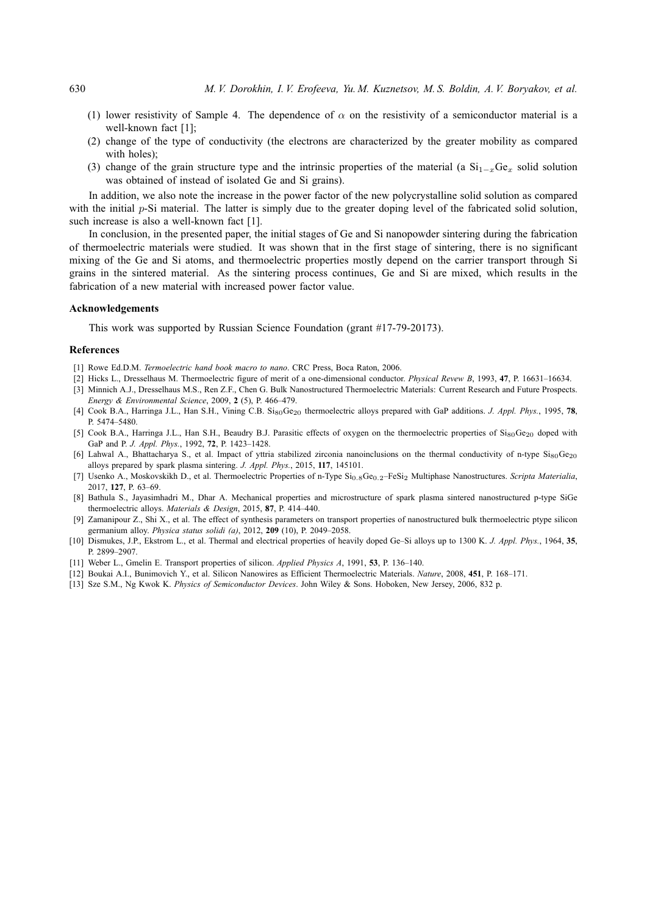(1) lower resistivity of Sample 4. The dependence of $\alpha$ on the resistivity of a semiconductor material is a well-known fact [1];

(2) change of the type of conductivity (the electrons are characterized by the greater mobility as compared with holes);

(3) change of the grain structure type and the intrinsic properties of the material (a $Si_{1-x}Ge_x$ solid solution was obtained of instead of isolated Ge and Si grains).

In addition, we also note the increase in the power factor of the new polycrystalline solid solution as compared with the initial $p$-Si material. The latter is simply due to the greater doping level of the fabricated solid solution, such increase is also a well-known fact [1].

In conclusion, in the presented paper, the initial stages of Ge and Si nanopowder sintering during the fabrication of thermoelectric materials were studied. It was shown that in the first stage of sintering, there is no significant mixing of the Ge and Si atoms, and thermoelectric properties mostly depend on the carrier transport through Si grains in the sintered material. As the sintering process continues, Ge and Si are mixed, which results in the fabrication of a new material with increased power factor value.

### Acknowledgements

This work was supported by Russian Science Foundation (grant #17-79-20173).

### References

[1] Rowe Ed.D.M. *Termoelectric hand book macro to nano*. CRC Press, Boca Raton, 2006.

[2] Hicks L., Dresselhaus M. Thermoelectric figure of merit of a one-dimensional conductor. *Physical Revew B*, 1993, **47**, P. 16631–16634.

[3] Minnich A.J., Dresselhaus M.S., Ren Z.F., Chen G. Bulk Nanostructured Thermoelectric Materials: Current Research and Future Prospects. *Energy & Environmental Science*, 2009, **2** (5), P. 466–479.

[4] Cook B.A., Harringa J.L., Han S.H., Vining C.B. $Si_{80}Ge_{20}$ thermoelectric alloys prepared with GaP additions. *J. Appl. Phys.*, 1995, **78**, P. 5474–5480.

[5] Cook B.A., Harringa J.L., Han S.H., Beaudry B.J. Parasitic effects of oxygen on the thermoelectric properties of $Si_{80}Ge_{20}$ doped with GaP and P. *J. Appl. Phys.*, 1992, **72**, P. 1423–1428.

[6] Lahwal A., Bhattacharya S., et al. Impact of yttria stabilized zirconia nanoinclusions on the thermal conductivity of n-type $Si_{80}Ge_{20}$ alloys prepared by spark plasma sintering. *J. Appl. Phys.*, 2015, **117**, 145101.

[7] Usenko A., Moskovskikh D., et al. Thermoelectric Properties of n-Type $Si_{0.8}Ge_{0.2}$–$FeSi_2$ Multiphase Nanostructures. *Scripta Materialia*, 2017, **127**, P. 63–69.

[8] Bathula S., Jayasimhadri M., Dhar A. Mechanical properties and microstructure of spark plasma sintered nanostructured p-type SiGe thermoelectric alloys. *Materials & Design*, 2015, **87**, P. 414–440.

[9] Zamanipour Z., Shi X., et al. The effect of synthesis parameters on transport properties of nanostructured bulk thermoelectric ptype silicon germanium alloy. *Physica status solidi (a)*, 2012, **209** (10), P. 2049–2058.

[10] Dismukes, J.P., Ekstrom L., et al. Thermal and electrical properties of heavily doped Ge–Si alloys up to 1300 K. *J. Appl. Phys.*, 1964, **35**, P. 2899–2907.

[11] Weber L., Gmelin E. Transport properties of silicon. *Applied Physics A*, 1991, **53**, P. 136–140.

[12] Boukai A.I., Bunimovich Y., et al. Silicon Nanowires as Efficient Thermoelectric Materials. *Nature*, 2008, **451**, P. 168–171.

[13] Sze S.M., Ng Kwok K. *Physics of Semiconductor Devices*. John Wiley & Sons. Hoboken, New Jersey, 2006, 832 p.